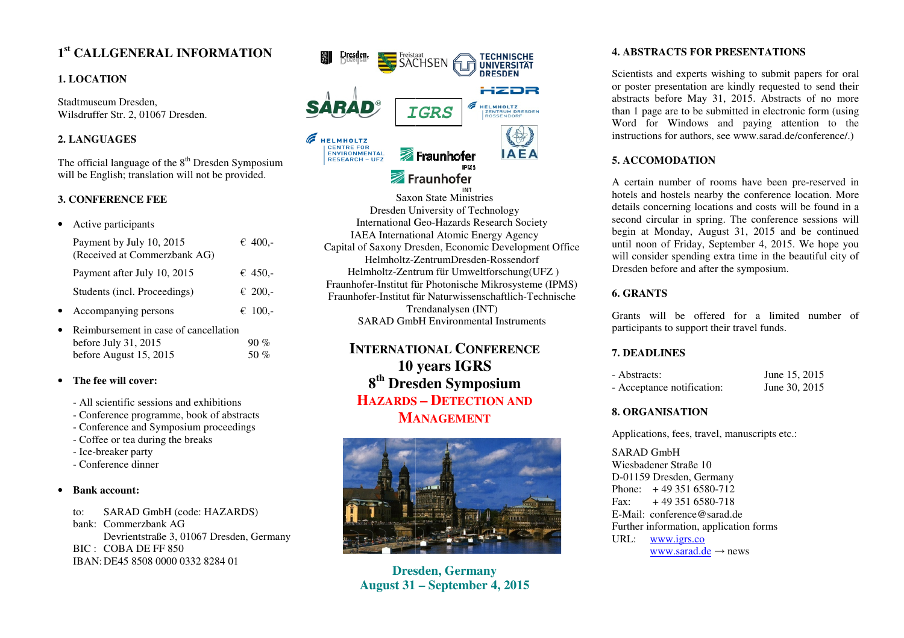# 1st CALLGENERAL INFORMATION

## 1. LOCATION

Stadtmuseum Dresden,
Wilsdruffer Str. 2, 01067 Dresden.

## 2. LANGUAGES

The official language of the 8th Dresden Symposium will be English; translation will not be provided.

## 3. CONFERENCE FEE

- Active participants

| | |
|---|---|
| Payment by July 10, 2015 (Received at Commerzbank AG) | € 400,- |
| Payment after July 10, 2015 | € 450,- |
| Students (incl. Proceedings) | € 200,- |

- Accompanying persons € 100,-
- Reimbursement in case of cancellation
  before July 31, 2015 90 %
  before August 15, 2015 50 %

- **The fee will cover:**

  - All scientific sessions and exhibitions
  - Conference programme, book of abstracts
  - Conference and Symposium proceedings
  - Coffee or tea during the breaks
  - Ice-breaker party
  - Conference dinner

- **Bank account:**

  to: SARAD GmbH (code: HAZARDS)
  bank: Commerzbank AG
  Devrientstraße 3, 01067 Dresden, Germany
  BIC : COBA DE FF 850
  IBAN: DE45 8508 0000 0332 8284 01

Saxon State Ministries
Dresden University of Technology
International Geo-Hazards Research Society
IAEA International Atomic Energy Agency
Capital of Saxony Dresden, Economic Development Office
Helmholtz-ZentrumDresden-Rossendorf
Helmholtz-Zentrum für Umweltforschung(UFZ )
Fraunhofer-Institut für Photonische Mikrosysteme (IPMS)
Fraunhofer-Institut für Naturwissenschaftlich-Technische Trendanalysen (INT)
SARAD GmbH Environmental Instruments

# INTERNATIONAL CONFERENCE
# 10 years IGRS
# 8th Dresden Symposium
# HAZARDS – DETECTION AND MANAGEMENT

**Dresden, Germany**
**August 31 – September 4, 2015**

## 4. ABSTRACTS FOR PRESENTATIONS

Scientists and experts wishing to submit papers for oral or poster presentation are kindly requested to send their abstracts before May 31, 2015. Abstracts of no more than 1 page are to be submitted in electronic form (using Word for Windows and paying attention to the instructions for authors, see www.sarad.de/conference/.)

## 5. ACCOMODATION

A certain number of rooms have been pre-reserved in hotels and hostels nearby the conference location. More details concerning locations and costs will be found in a second circular in spring. The conference sessions will begin at Monday, August 31, 2015 and be continued until noon of Friday, September 4, 2015. We hope you will consider spending extra time in the beautiful city of Dresden before and after the symposium.

## 6. GRANTS

Grants will be offered for a limited number of participants to support their travel funds.

## 7. DEADLINES

| | |
|---|---|
| - Abstracts: | June 15, 2015 |
| - Acceptance notification: | June 30, 2015 |

## 8. ORGANISATION

Applications, fees, travel, manuscripts etc.:

SARAD GmbH
Wiesbadener Straße 10
D-01159 Dresden, Germany
Phone: + 49 351 6580-712
Fax: + 49 351 6580-718
E-Mail: conference@sarad.de
Further information, application forms
URL: www.igrs.co
www.sarad.de → news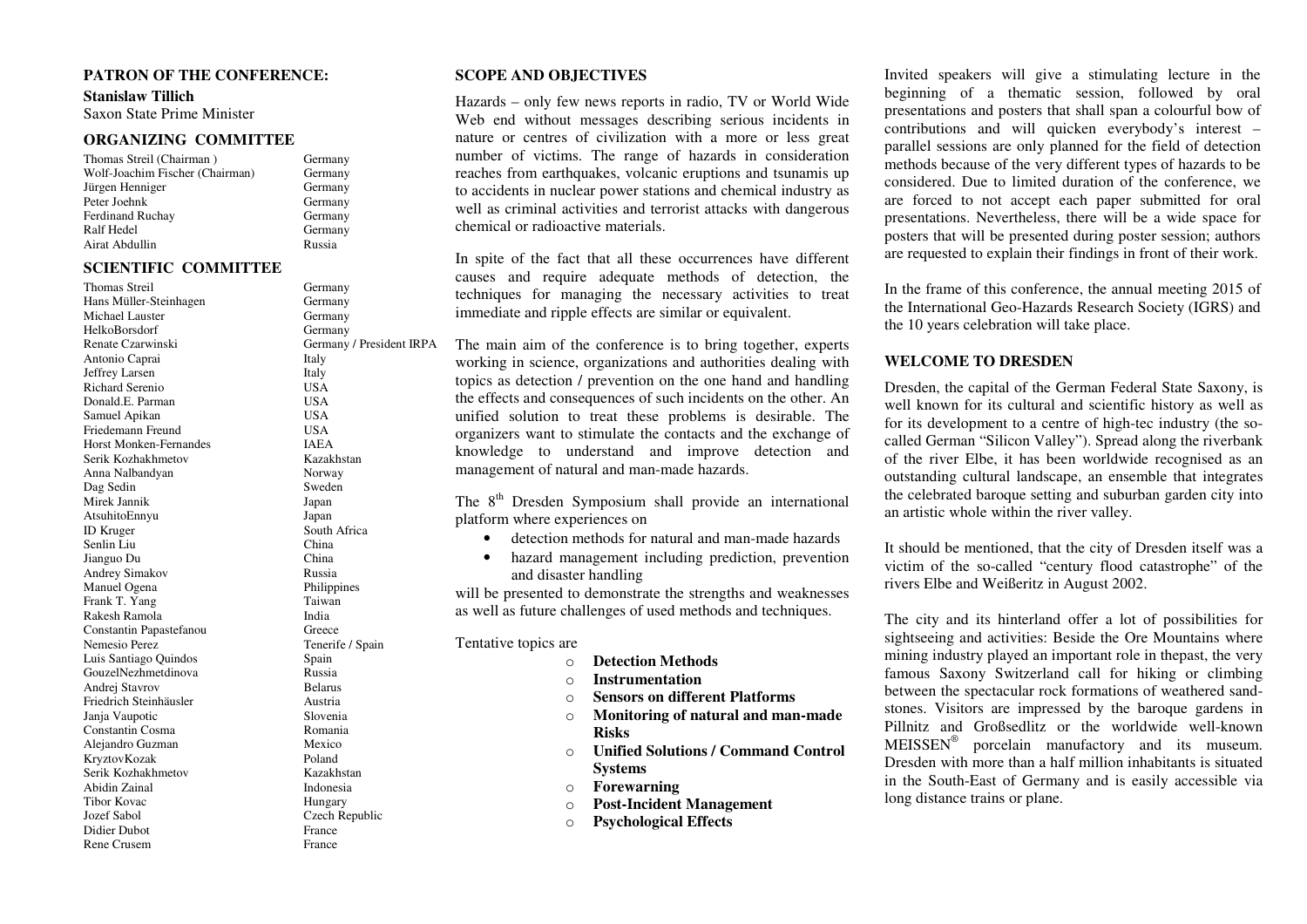## PATRON OF THE CONFERENCE:

**Stanislaw Tillich**
Saxon State Prime Minister

## ORGANIZING COMMITTEE

| | |
|---|---|
| Thomas Streil (Chairman ) | Germany |
| Wolf-Joachim Fischer (Chairman) | Germany |
| Jürgen Henniger | Germany |
| Peter Joehnk | Germany |
| Ferdinand Ruchay | Germany |
| Ralf Hedel | Germany |
| Airat Abdullin | Russia |

## SCIENTIFIC COMMITTEE

| | |
|---|---|
| Thomas Streil | Germany |
| Hans Müller-Steinhagen | Germany |
| Michael Lauster | Germany |
| HelkoBorsdorf | Germany |
| Renate Czarwinski | Germany / President IRPA |
| Antonio Caprai | Italy |
| Jeffrey Larsen | Italy |
| Richard Serenio | USA |
| Donald.E. Parman | USA |
| Samuel Apikan | USA |
| Friedemann Freund | USA |
| Horst Monken-Fernandes | IAEA |
| Serik Kozhakhmetov | Kazakhstan |
| Anna Nalbandyan | Norway |
| Dag Sedin | Sweden |
| Mirek Jannik | Japan |
| AtsuhitoEnnyu | Japan |
| ID Kruger | South Africa |
| Senlin Liu | China |
| Jianguo Du | China |
| Andrey Simakov | Russia |
| Manuel Ogena | Philippines |
| Frank T. Yang | Taiwan |
| Rakesh Ramola | India |
| Constantin Papastefanou | Greece |
| Nemesio Perez | Tenerife / Spain |
| Luis Santiago Quindos | Spain |
| GouzelNezhmetdinova | Russia |
| Andrej Stavrov | Belarus |
| Friedrich Steinhäusler | Austria |
| Janja Vaupotic | Slovenia |
| Constantin Cosma | Romania |
| Alejandro Guzman | Mexico |
| KryztovKozak | Poland |
| Serik Kozhakhmetov | Kazakhstan |
| Abidin Zainal | Indonesia |
| Tibor Kovac | Hungary |
| Jozef Sabol | Czech Republic |
| Didier Dubot | France |
| Rene Crusem | France |

## SCOPE AND OBJECTIVES

Hazards – only few news reports in radio, TV or World Wide Web end without messages describing serious incidents in nature or centres of civilization with a more or less great number of victims. The range of hazards in consideration reaches from earthquakes, volcanic eruptions and tsunamis up to accidents in nuclear power stations and chemical industry as well as criminal activities and terrorist attacks with dangerous chemical or radioactive materials.

In spite of the fact that all these occurrences have different causes and require adequate methods of detection, the techniques for managing the necessary activities to treat immediate and ripple effects are similar or equivalent.

The main aim of the conference is to bring together, experts working in science, organizations and authorities dealing with topics as detection / prevention on the one hand and handling the effects and consequences of such incidents on the other. An unified solution to treat these problems is desirable. The organizers want to stimulate the contacts and the exchange of knowledge to understand and improve detection and management of natural and man-made hazards.

The 8th Dresden Symposium shall provide an international platform where experiences on

- detection methods for natural and man-made hazards
- hazard management including prediction, prevention and disaster handling

will be presented to demonstrate the strengths and weaknesses as well as future challenges of used methods and techniques.

Tentative topics are

- **Detection Methods**
- **Instrumentation**
- **Sensors on different Platforms**
- **Monitoring of natural and man-made Risks**
- **Unified Solutions / Command Control Systems**
- **Forewarning**
- **Post-Incident Management**
- **Psychological Effects**

Invited speakers will give a stimulating lecture in the beginning of a thematic session, followed by oral presentations and posters that shall span a colourful bow of contributions and will quicken everybody's interest – parallel sessions are only planned for the field of detection methods because of the very different types of hazards to be considered. Due to limited duration of the conference, we are forced to not accept each paper submitted for oral presentations. Nevertheless, there will be a wide space for posters that will be presented during poster session; authors are requested to explain their findings in front of their work.

In the frame of this conference, the annual meeting 2015 of the International Geo-Hazards Research Society (IGRS) and the 10 years celebration will take place.

## WELCOME TO DRESDEN

Dresden, the capital of the German Federal State Saxony, is well known for its cultural and scientific history as well as for its development to a centre of high-tec industry (the so-called German "Silicon Valley"). Spread along the riverbank of the river Elbe, it has been worldwide recognised as an outstanding cultural landscape, an ensemble that integrates the celebrated baroque setting and suburban garden city into an artistic whole within the river valley.

It should be mentioned, that the city of Dresden itself was a victim of the so-called "century flood catastrophe" of the rivers Elbe and Weißeritz in August 2002.

The city and its hinterland offer a lot of possibilities for sightseeing and activities: Beside the Ore Mountains where mining industry played an important role in thepast, the very famous Saxony Switzerland call for hiking or climbing between the spectacular rock formations of weathered sand-stones. Visitors are impressed by the baroque gardens in Pillnitz and Großsedlitz or the worldwide well-known MEISSEN® porcelain manufactory and its museum. Dresden with more than a half million inhabitants is situated in the South-East of Germany and is easily accessible via long distance trains or plane.